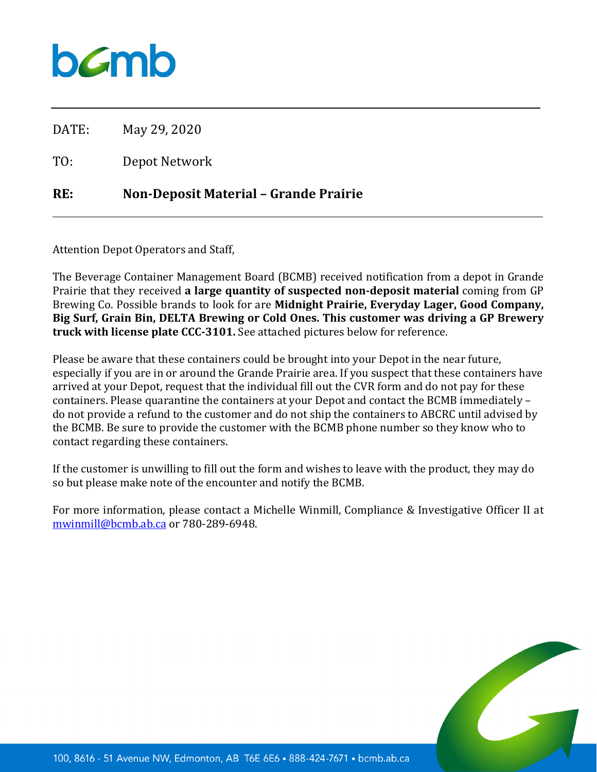bcmb

DATE: May 29, 2020

TO: Depot Network

**RE: Non-Deposit Material – Grande Prairie**

---

Attention Depot Operators and Staff,

The Beverage Container Management Board (BCMB) received notification from a depot in Grande Prairie that they received **a large quantity of suspected non-deposit material** coming from GP Brewing Co. Possible brands to look for are **Midnight Prairie, Everyday Lager, Good Company, Big Surf, Grain Bin, DELTA Brewing or Cold Ones. This customer was driving a GP Brewery truck with license plate CCC-3101.** See attached pictures below for reference.

Please be aware that these containers could be brought into your Depot in the near future, especially if you are in or around the Grande Prairie area. If you suspect that these containers have arrived at your Depot, request that the individual fill out the CVR form and do not pay for these containers. Please quarantine the containers at your Depot and contact the BCMB immediately – do not provide a refund to the customer and do not ship the containers to ABCRC until advised by the BCMB. Be sure to provide the customer with the BCMB phone number so they know who to contact regarding these containers.

If the customer is unwilling to fill out the form and wishes to leave with the product, they may do so but please make note of the encounter and notify the BCMB.

For more information, please contact a Michelle Winmill, Compliance & Investigative Officer II at [mwinmill@bcmb.ab.ca](mailto:mwinmill@bcmb.ab.ca) or 780-289-6948.

100, 8616 - 51 Avenue NW, Edmonton, AB T6E 6E6 • 888-424-7671 • bcmb.ab.ca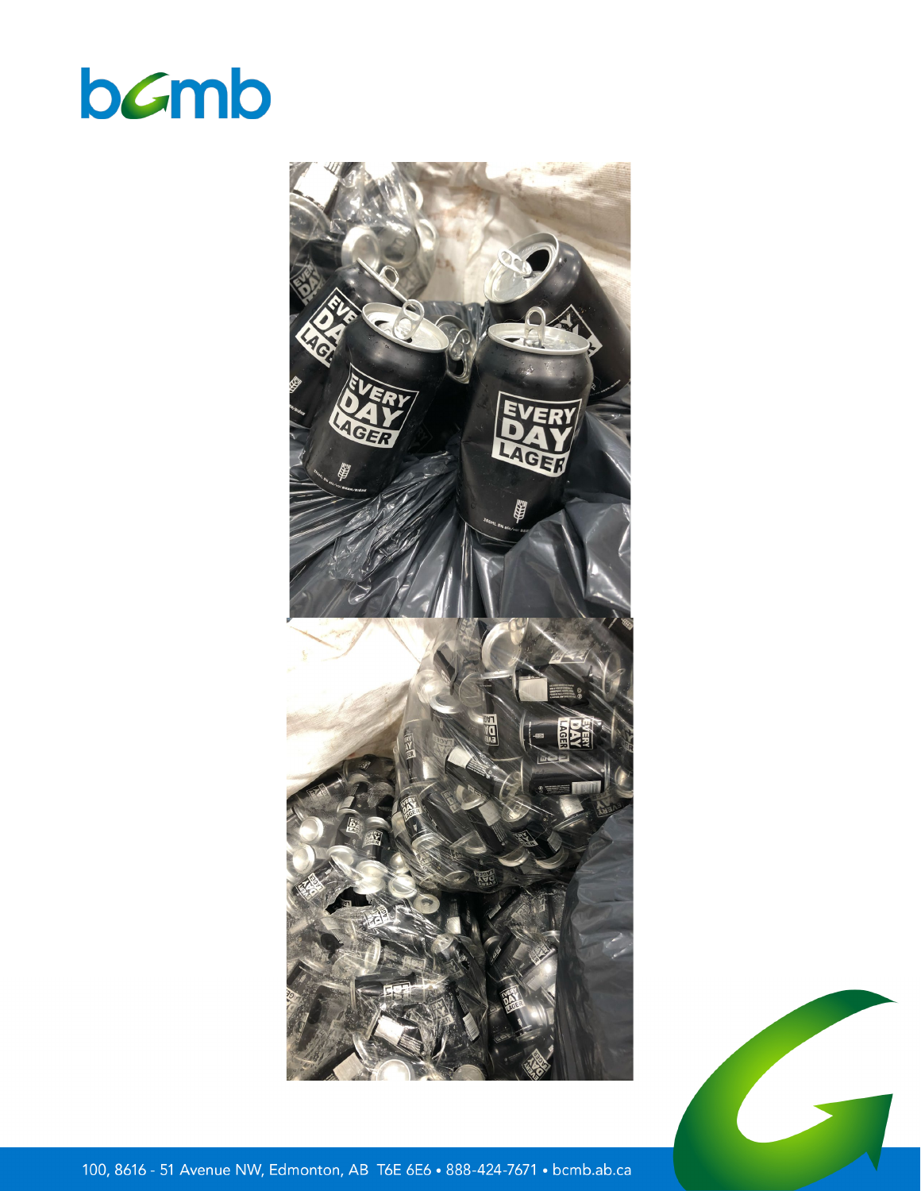bcmb

100, 8616 - 51 Avenue NW, Edmonton, AB T6E 6E6 • 888-424-7671 • bcmb.ab.ca